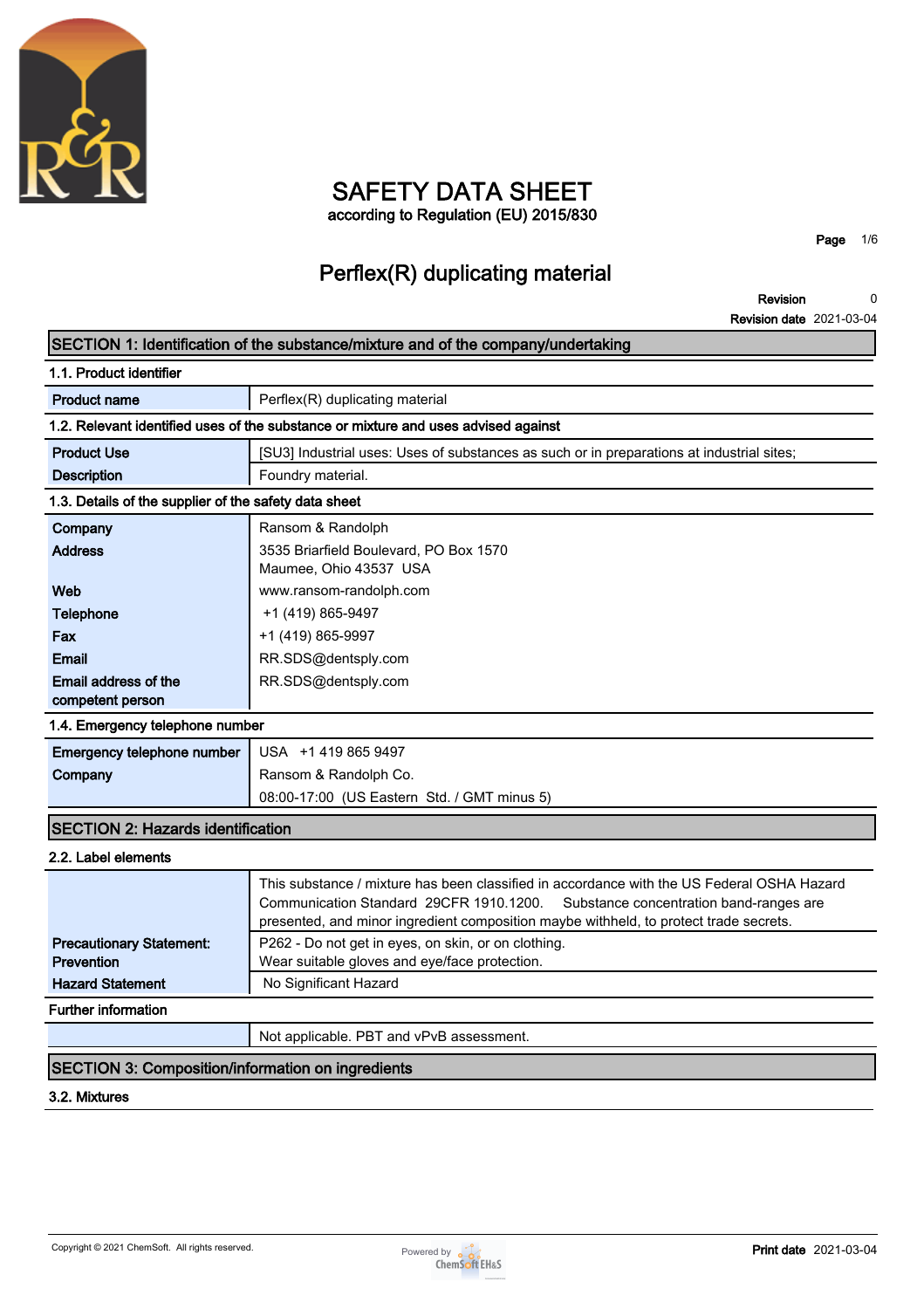# SAFETY DATA SHEET

according to Regulation (EU) 2015/830

## Perflex(R) duplicating material

**Revision** 0
**Revision date** 2021-03-04

## SECTION 1: Identification of the substance/mixture and of the company/undertaking

### 1.1. Product identifier

| | |
|---|---|
| **Product name** | Perflex(R) duplicating material |

### 1.2. Relevant identified uses of the substance or mixture and uses advised against

| | |
|---|---|
| **Product Use** | [SU3] Industrial uses: Uses of substances as such or in preparations at industrial sites; |
| **Description** | Foundry material. |

### 1.3. Details of the supplier of the safety data sheet

| | |
|---|---|
| **Company** | Ransom & Randolph |
| **Address** | 3535 Briarfield Boulevard, PO Box 1570<br>Maumee, Ohio 43537 USA |
| **Web** | www.ransom-randolph.com |
| **Telephone** | +1 (419) 865-9497 |
| **Fax** | +1 (419) 865-9997 |
| **Email** | RR.SDS@dentsply.com |
| **Email address of the competent person** | RR.SDS@dentsply.com |

### 1.4. Emergency telephone number

| | |
|---|---|
| **Emergency telephone number** | USA +1 419 865 9497 |
| **Company** | Ransom & Randolph Co. |
| | 08:00-17:00 (US Eastern Std. / GMT minus 5) |

## SECTION 2: Hazards identification

### 2.2. Label elements

| | |
|---|---|
| | This substance / mixture has been classified in accordance with the US Federal OSHA Hazard Communication Standard 29CFR 1910.1200. Substance concentration band-ranges are presented, and minor ingredient composition maybe withheld, to protect trade secrets. |
| **Precautionary Statement: Prevention** | P262 - Do not get in eyes, on skin, or on clothing.<br>Wear suitable gloves and eye/face protection. |
| **Hazard Statement** | No Significant Hazard |

### Further information

| | |
|---|---|
| | Not applicable. PBT and vPvB assessment. |

## SECTION 3: Composition/information on ingredients

### 3.2. Mixtures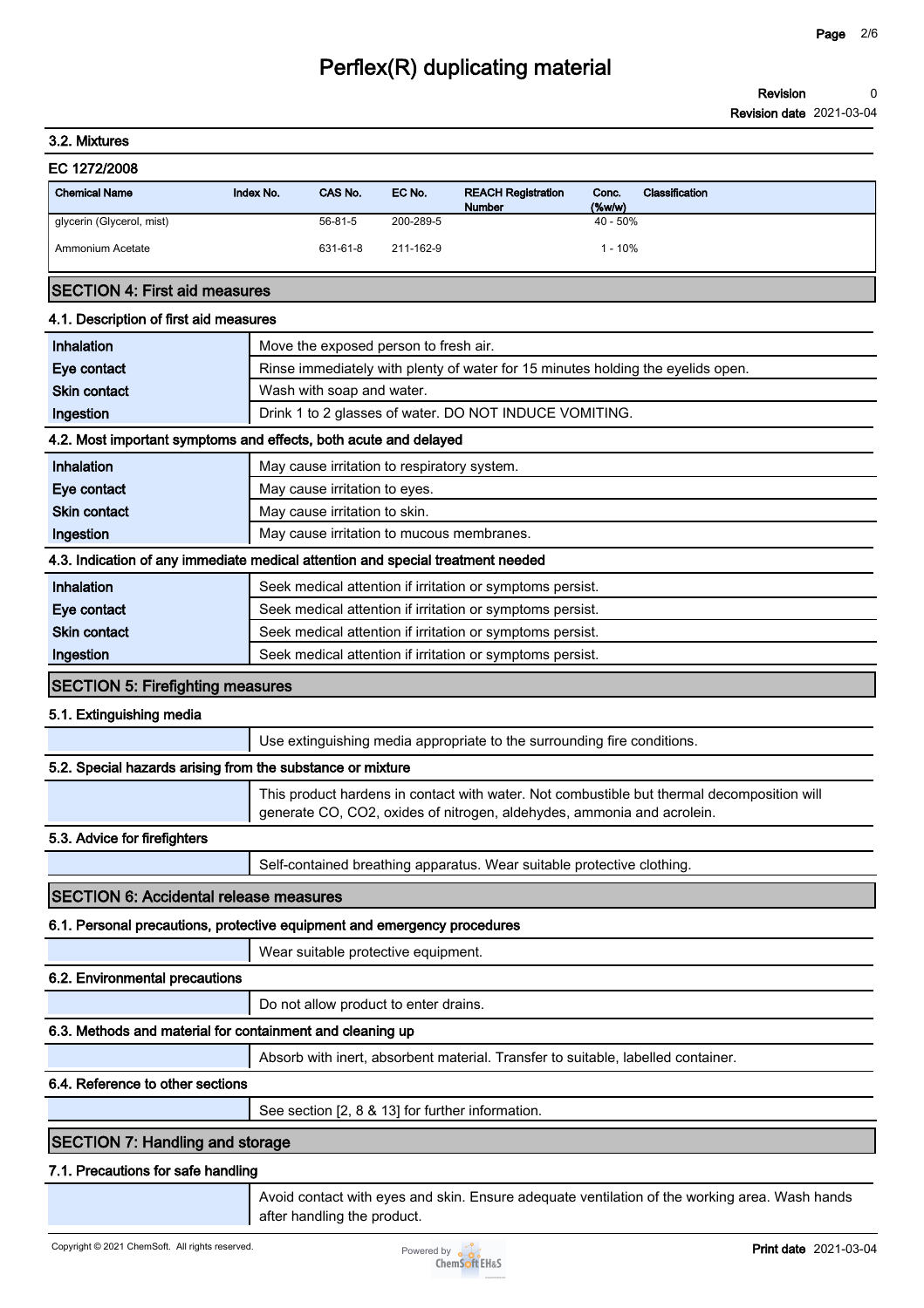### 3.2. Mixtures

**EC 1272/2008**

| Chemical Name | Index No. | CAS No. | EC No. | REACH Registration Number | Conc. (%w/w) | Classification |
|---|---|---|---|---|---|---|
| glycerin (Glycerol, mist) | | 56-81-5 | 200-289-5 | | 40 - 50% | |
| Ammonium Acetate | | 631-61-8 | 211-162-9 | | 1 - 10% | |

## SECTION 4: First aid measures

### 4.1. Description of first aid measures

| | |
|---|---|
| **Inhalation** | Move the exposed person to fresh air. |
| **Eye contact** | Rinse immediately with plenty of water for 15 minutes holding the eyelids open. |
| **Skin contact** | Wash with soap and water. |
| **Ingestion** | Drink 1 to 2 glasses of water. DO NOT INDUCE VOMITING. |

### 4.2. Most important symptoms and effects, both acute and delayed

| | |
|---|---|
| **Inhalation** | May cause irritation to respiratory system. |
| **Eye contact** | May cause irritation to eyes. |
| **Skin contact** | May cause irritation to skin. |
| **Ingestion** | May cause irritation to mucous membranes. |

### 4.3. Indication of any immediate medical attention and special treatment needed

| | |
|---|---|
| **Inhalation** | Seek medical attention if irritation or symptoms persist. |
| **Eye contact** | Seek medical attention if irritation or symptoms persist. |
| **Skin contact** | Seek medical attention if irritation or symptoms persist. |
| **Ingestion** | Seek medical attention if irritation or symptoms persist. |

## SECTION 5: Firefighting measures

### 5.1. Extinguishing media

Use extinguishing media appropriate to the surrounding fire conditions.

### 5.2. Special hazards arising from the substance or mixture

This product hardens in contact with water. Not combustible but thermal decomposition will generate CO, $CO_2$, oxides of nitrogen, aldehydes, ammonia and acrolein.

### 5.3. Advice for firefighters

Self-contained breathing apparatus. Wear suitable protective clothing.

## SECTION 6: Accidental release measures

### 6.1. Personal precautions, protective equipment and emergency procedures

Wear suitable protective equipment.

### 6.2. Environmental precautions

Do not allow product to enter drains.

### 6.3. Methods and material for containment and cleaning up

Absorb with inert, absorbent material. Transfer to suitable, labelled container.

### 6.4. Reference to other sections

See section [2, 8 & 13] for further information.

## SECTION 7: Handling and storage

### 7.1. Precautions for safe handling

Avoid contact with eyes and skin. Ensure adequate ventilation of the working area. Wash hands after handling the product.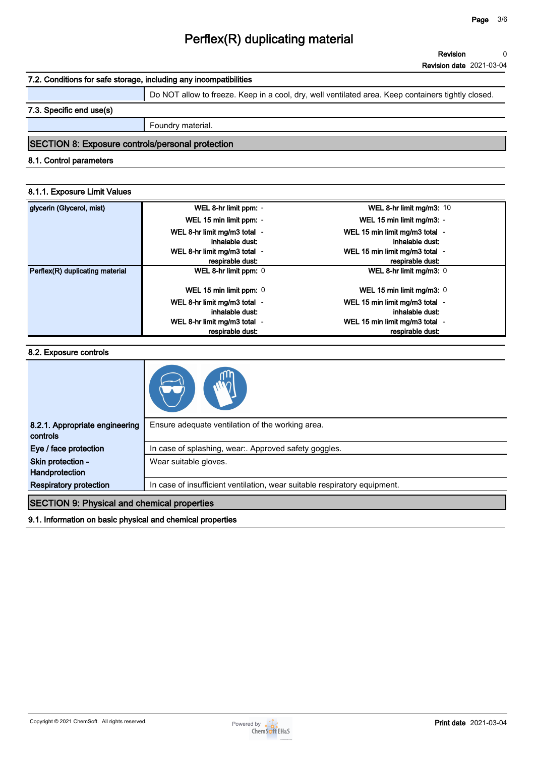### 7.2. Conditions for safe storage, including any incompatibilities

| | |
|---|---|
| | Do NOT allow to freeze. Keep in a cool, dry, well ventilated area. Keep containers tightly closed. |

### 7.3. Specific end use(s)

| | |
|---|---|
| | Foundry material. |

## SECTION 8: Exposure controls/personal protection

### 8.1. Control parameters

#### 8.1.1. Exposure Limit Values

| | | | | |
|---|---|---|---|---|
| **glycerin (Glycerol, mist)** | **WEL 8-hr limit ppm:** | - | **WEL 8-hr limit mg/m3:** | 10 |
| | **WEL 15 min limit ppm:** | - | **WEL 15 min limit mg/m3:** | - |
| | **WEL 8-hr limit mg/m3 total inhalable dust:** | - | **WEL 15 min limit mg/m3 total inhalable dust:** | - |
| | **WEL 8-hr limit mg/m3 total respirable dust:** | - | **WEL 15 min limit mg/m3 total respirable dust:** | - |
| **Perflex(R) duplicating material** | **WEL 8-hr limit ppm:** | 0 | **WEL 8-hr limit mg/m3:** | 0 |
| | **WEL 15 min limit ppm:** | 0 | **WEL 15 min limit mg/m3:** | 0 |
| | **WEL 8-hr limit mg/m3 total inhalable dust:** | - | **WEL 15 min limit mg/m3 total inhalable dust:** | - |
| | **WEL 8-hr limit mg/m3 total respirable dust:** | - | **WEL 15 min limit mg/m3 total respirable dust:** | - |

### 8.2. Exposure controls

| | |
|---|---|
| **8.2.1. Appropriate engineering controls** | Ensure adequate ventilation of the working area. |
| **Eye / face protection** | In case of splashing, wear:. Approved safety goggles. |
| **Skin protection - Handprotection** | Wear suitable gloves. |
| **Respiratory protection** | In case of insufficient ventilation, wear suitable respiratory equipment. |

## SECTION 9: Physical and chemical properties

### 9.1. Information on basic physical and chemical properties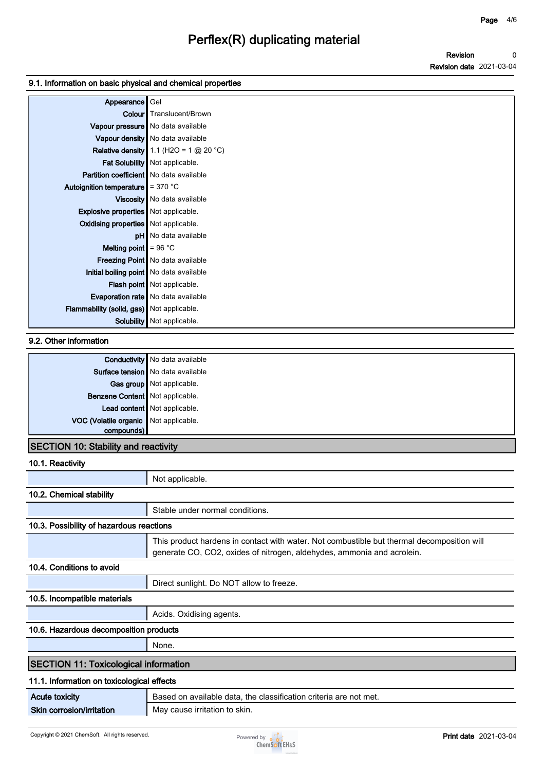## 9.1. Information on basic physical and chemical properties

| | |
|---|---|
| **Appearance** | Gel |
| **Colour** | Translucent/Brown |
| **Vapour pressure** | No data available |
| **Vapour density** | No data available |
| **Relative density** | 1.1 ($H_2O$ = 1 @ 20 °C) |
| **Fat Solubility** | Not applicable. |
| **Partition coefficient** | No data available |
| **Autoignition temperature** | = 370 °C |
| **Viscosity** | No data available |
| **Explosive properties** | Not applicable. |
| **Oxidising properties** | Not applicable. |
| **pH** | No data available |
| **Melting point** | = 96 °C |
| **Freezing Point** | No data available |
| **Initial boiling point** | No data available |
| **Flash point** | Not applicable. |
| **Evaporation rate** | No data available |
| **Flammability (solid, gas)** | Not applicable. |
| **Solubility** | Not applicable. |

## 9.2. Other information

| | |
|---|---|
| **Conductivity** | No data available |
| **Surface tension** | No data available |
| **Gas group** | Not applicable. |
| **Benzene Content** | Not applicable. |
| **Lead content** | Not applicable. |
| **VOC (Volatile organic compounds)** | Not applicable. |

# SECTION 10: Stability and reactivity

## 10.1. Reactivity

Not applicable.

## 10.2. Chemical stability

Stable under normal conditions.

## 10.3. Possibility of hazardous reactions

This product hardens in contact with water. Not combustible but thermal decomposition will generate CO, $CO_2$, oxides of nitrogen, aldehydes, ammonia and acrolein.

## 10.4. Conditions to avoid

Direct sunlight. Do NOT allow to freeze.

## 10.5. Incompatible materials

Acids. Oxidising agents.

## 10.6. Hazardous decomposition products

None.

# SECTION 11: Toxicological information

## 11.1. Information on toxicological effects

| | |
|---|---|
| **Acute toxicity** | Based on available data, the classification criteria are not met. |
| **Skin corrosion/irritation** | May cause irritation to skin. |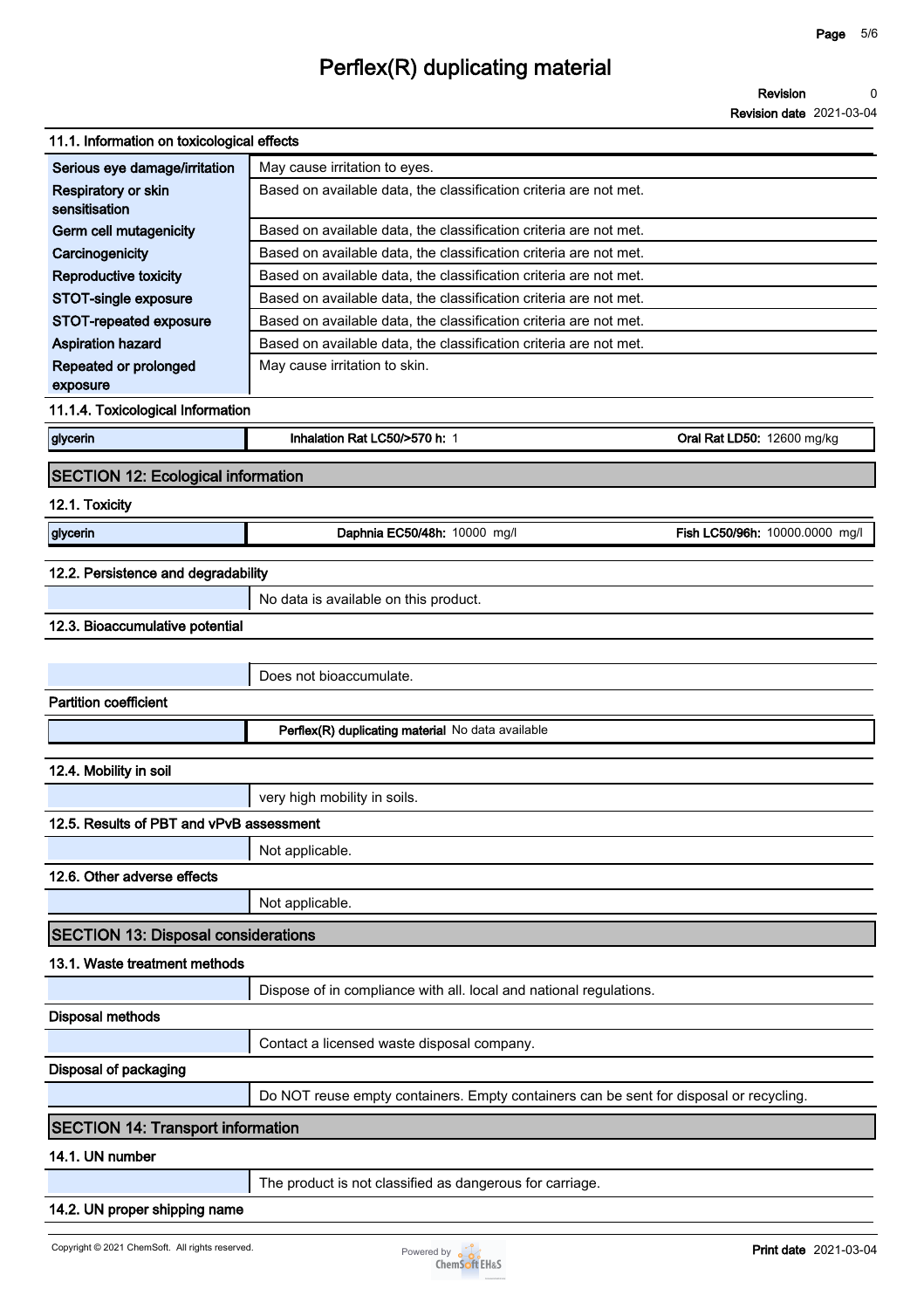### 11.1. Information on toxicological effects

| | |
|---|---|
| **Serious eye damage/irritation** | May cause irritation to eyes. |
| **Respiratory or skin sensitisation** | Based on available data, the classification criteria are not met. |
| **Germ cell mutagenicity** | Based on available data, the classification criteria are not met. |
| **Carcinogenicity** | Based on available data, the classification criteria are not met. |
| **Reproductive toxicity** | Based on available data, the classification criteria are not met. |
| **STOT-single exposure** | Based on available data, the classification criteria are not met. |
| **STOT-repeated exposure** | Based on available data, the classification criteria are not met. |
| **Aspiration hazard** | Based on available data, the classification criteria are not met. |
| **Repeated or prolonged exposure** | May cause irritation to skin. |

### 11.1.4. Toxicological Information

| | | |
|---|---|---|
| glycerin | **Inhalation Rat LC50/>570 h:** 1 | **Oral Rat LD50:** 12600 mg/kg |

## SECTION 12: Ecological information

### 12.1. Toxicity

| | | |
|---|---|---|
| glycerin | **Daphnia EC50/48h:** 10000 mg/l | **Fish LC50/96h:** 10000.0000 mg/l |

### 12.2. Persistence and degradability

No data is available on this product.

### 12.3. Bioaccumulative potential

Does not bioaccumulate.

**Partition coefficient**

**Perflex(R) duplicating material** No data available

### 12.4. Mobility in soil

very high mobility in soils.

### 12.5. Results of PBT and vPvB assessment

Not applicable.

### 12.6. Other adverse effects

Not applicable.

## SECTION 13: Disposal considerations

### 13.1. Waste treatment methods

Dispose of in compliance with all. local and national regulations.

**Disposal methods**

Contact a licensed waste disposal company.

**Disposal of packaging**

Do NOT reuse empty containers. Empty containers can be sent for disposal or recycling.

## SECTION 14: Transport information

### 14.1. UN number

The product is not classified as dangerous for carriage.

### 14.2. UN proper shipping name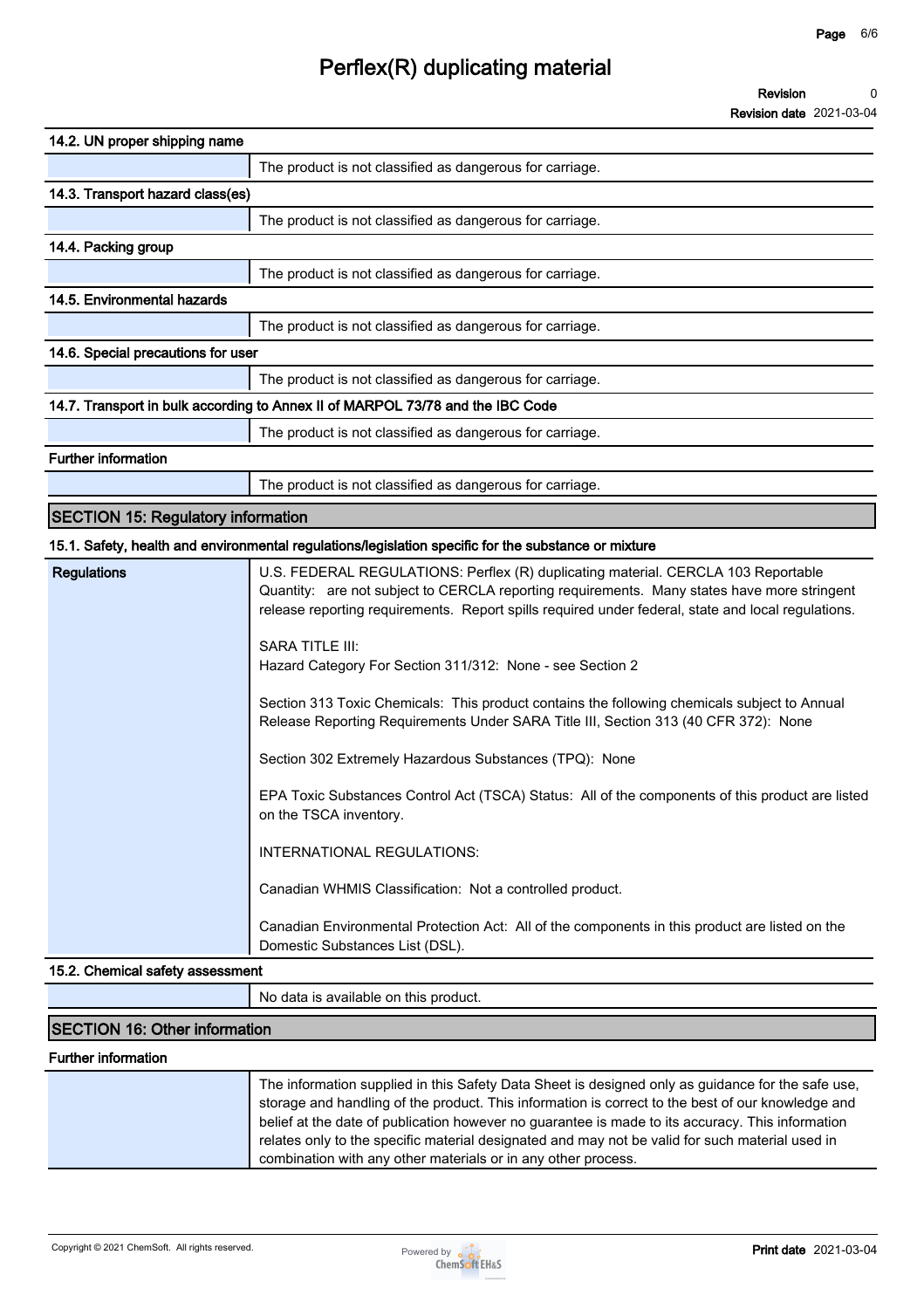#### 14.2. UN proper shipping name

| | |
|---|---|
| | The product is not classified as dangerous for carriage. |

#### 14.3. Transport hazard class(es)

| | |
|---|---|
| | The product is not classified as dangerous for carriage. |

#### 14.4. Packing group

| | |
|---|---|
| | The product is not classified as dangerous for carriage. |

#### 14.5. Environmental hazards

| | |
|---|---|
| | The product is not classified as dangerous for carriage. |

#### 14.6. Special precautions for user

| | |
|---|---|
| | The product is not classified as dangerous for carriage. |

#### 14.7. Transport in bulk according to Annex II of MARPOL 73/78 and the IBC Code

| | |
|---|---|
| | The product is not classified as dangerous for carriage. |

#### Further information

| | |
|---|---|
| | The product is not classified as dangerous for carriage. |

## SECTION 15: Regulatory information

#### 15.1. Safety, health and environmental regulations/legislation specific for the substance or mixture

**Regulations**

U.S. FEDERAL REGULATIONS: Perflex (R) duplicating material. CERCLA 103 Reportable Quantity: are not subject to CERCLA reporting requirements. Many states have more stringent release reporting requirements. Report spills required under federal, state and local regulations.

SARA TITLE III:
Hazard Category For Section 311/312: None - see Section 2

Section 313 Toxic Chemicals: This product contains the following chemicals subject to Annual Release Reporting Requirements Under SARA Title III, Section 313 (40 CFR 372): None

Section 302 Extremely Hazardous Substances (TPQ): None

EPA Toxic Substances Control Act (TSCA) Status: All of the components of this product are listed on the TSCA inventory.

INTERNATIONAL REGULATIONS:

Canadian WHMIS Classification: Not a controlled product.

Canadian Environmental Protection Act: All of the components in this product are listed on the Domestic Substances List (DSL).

#### 15.2. Chemical safety assessment

| | |
|---|---|
| | No data is available on this product. |

## SECTION 16: Other information

#### Further information

| | |
|---|---|
| | The information supplied in this Safety Data Sheet is designed only as guidance for the safe use, storage and handling of the product. This information is correct to the best of our knowledge and belief at the date of publication however no guarantee is made to its accuracy. This information relates only to the specific material designated and may not be valid for such material used in combination with any other materials or in any other process. |